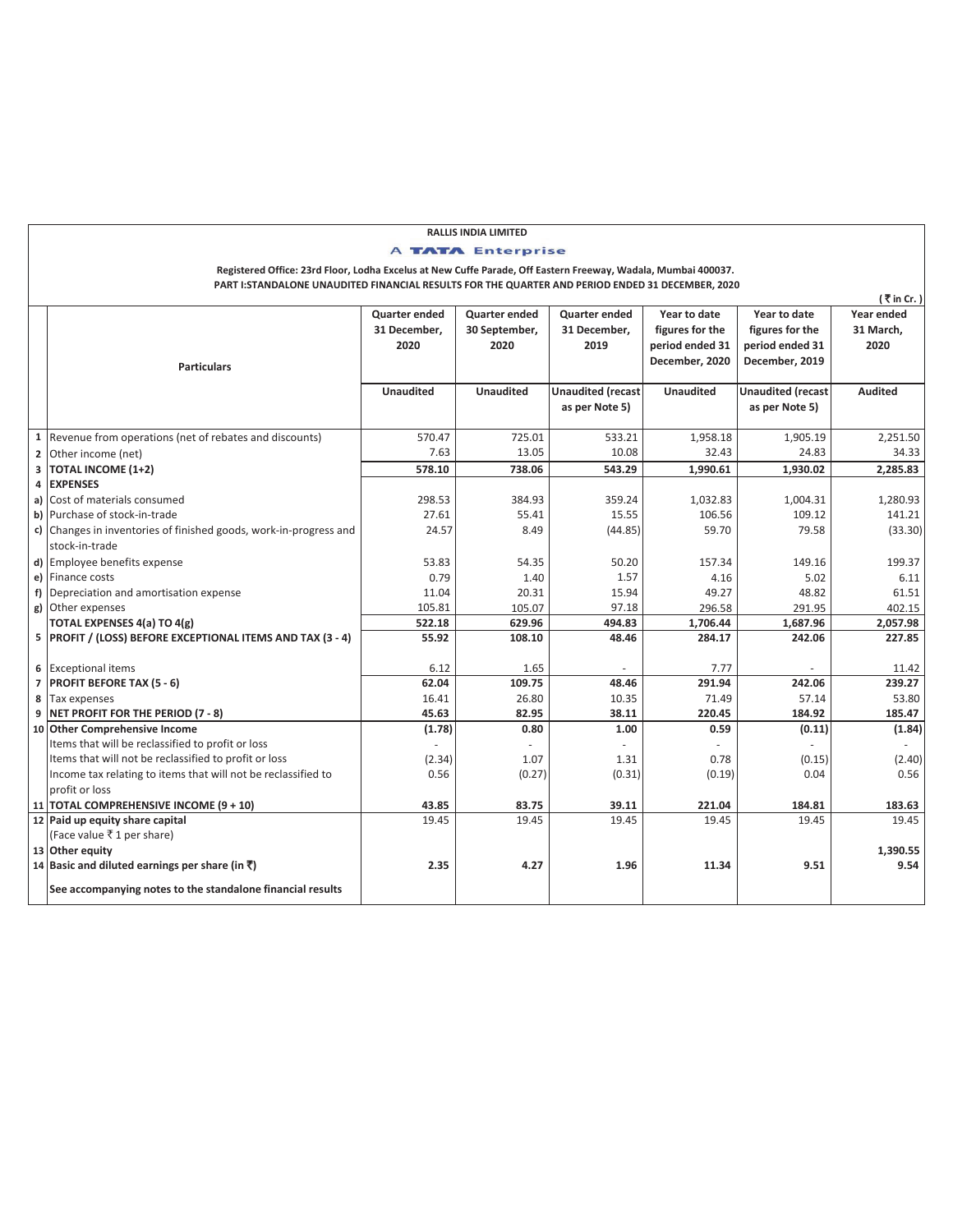**RALLIS INDIA LIMITED**

**A TATA Enterprise**

**Registered Office: 23rd Floor, Lodha Excelus at New Cuffe Parade, Off Eastern Freeway, Wadala, Mumbai 400037.**

**PART I:STANDALONE UNAUDITED FINANCIAL RESULTS FOR THE QUARTER AND PERIOD ENDED 31 DECEMBER, 2020**

(₹ in Cr. )

| | Particulars | Quarter ended 31 December, 2020 | Quarter ended 30 September, 2020 | Quarter ended 31 December, 2019 | Year to date figures for the period ended 31 December, 2020 | Year to date figures for the period ended 31 December, 2019 | Year ended 31 March, 2020 |
|---|---|---|---|---|---|---|---|
| | | Unaudited | Unaudited | Unaudited (recast as per Note 5) | Unaudited | Unaudited (recast as per Note 5) | Audited |
| 1 | Revenue from operations (net of rebates and discounts) | 570.47 | 725.01 | 533.21 | 1,958.18 | 1,905.19 | 2,251.50 |
| 2 | Other income (net) | 7.63 | 13.05 | 10.08 | 32.43 | 24.83 | 34.33 |
| 3 | **TOTAL INCOME (1+2)** | **578.10** | **738.06** | **543.29** | **1,990.61** | **1,930.02** | **2,285.83** |
| 4 | **EXPENSES** | | | | | | |
| a) | Cost of materials consumed | 298.53 | 384.93 | 359.24 | 1,032.83 | 1,004.31 | 1,280.93 |
| b) | Purchase of stock-in-trade | 27.61 | 55.41 | 15.55 | 106.56 | 109.12 | 141.21 |
| c) | Changes in inventories of finished goods, work-in-progress and stock-in-trade | 24.57 | 8.49 | (44.85) | 59.70 | 79.58 | (33.30) |
| d) | Employee benefits expense | 53.83 | 54.35 | 50.20 | 157.34 | 149.16 | 199.37 |
| e) | Finance costs | 0.79 | 1.40 | 1.57 | 4.16 | 5.02 | 6.11 |
| f) | Depreciation and amortisation expense | 11.04 | 20.31 | 15.94 | 49.27 | 48.82 | 61.51 |
| g) | Other expenses | 105.81 | 105.07 | 97.18 | 296.58 | 291.95 | 402.15 |
| | **TOTAL EXPENSES 4(a) TO 4(g)** | **522.18** | **629.96** | **494.83** | **1,706.44** | **1,687.96** | **2,057.98** |
| 5 | **PROFIT / (LOSS) BEFORE EXCEPTIONAL ITEMS AND TAX (3 - 4)** | **55.92** | **108.10** | **48.46** | **284.17** | **242.06** | **227.85** |
| 6 | Exceptional items | 6.12 | 1.65 | - | 7.77 | - | 11.42 |
| 7 | **PROFIT BEFORE TAX (5 - 6)** | **62.04** | **109.75** | **48.46** | **291.94** | **242.06** | **239.27** |
| 8 | Tax expenses | 16.41 | 26.80 | 10.35 | 71.49 | 57.14 | 53.80 |
| 9 | **NET PROFIT FOR THE PERIOD (7 - 8)** | **45.63** | **82.95** | **38.11** | **220.45** | **184.92** | **185.47** |
| 10 | **Other Comprehensive Income** | **(1.78)** | **0.80** | **1.00** | **0.59** | **(0.11)** | **(1.84)** |
| | Items that will be reclassified to profit or loss | - | - | - | - | - | - |
| | Items that will not be reclassified to profit or loss | (2.34) | 1.07 | 1.31 | 0.78 | (0.15) | (2.40) |
| | Income tax relating to items that will not be reclassified to profit or loss | 0.56 | (0.27) | (0.31) | (0.19) | 0.04 | 0.56 |
| 11 | **TOTAL COMPREHENSIVE INCOME (9 + 10)** | **43.85** | **83.75** | **39.11** | **221.04** | **184.81** | **183.63** |
| 12 | **Paid up equity share capital** (Face value ₹ 1 per share) | 19.45 | 19.45 | 19.45 | 19.45 | 19.45 | 19.45 |
| 13 | **Other equity** | | | | | | **1,390.55** |
| 14 | **Basic and diluted earnings per share (in ₹)** | **2.35** | **4.27** | **1.96** | **11.34** | **9.51** | **9.54** |
| | **See accompanying notes to the standalone financial results** | | | | | | |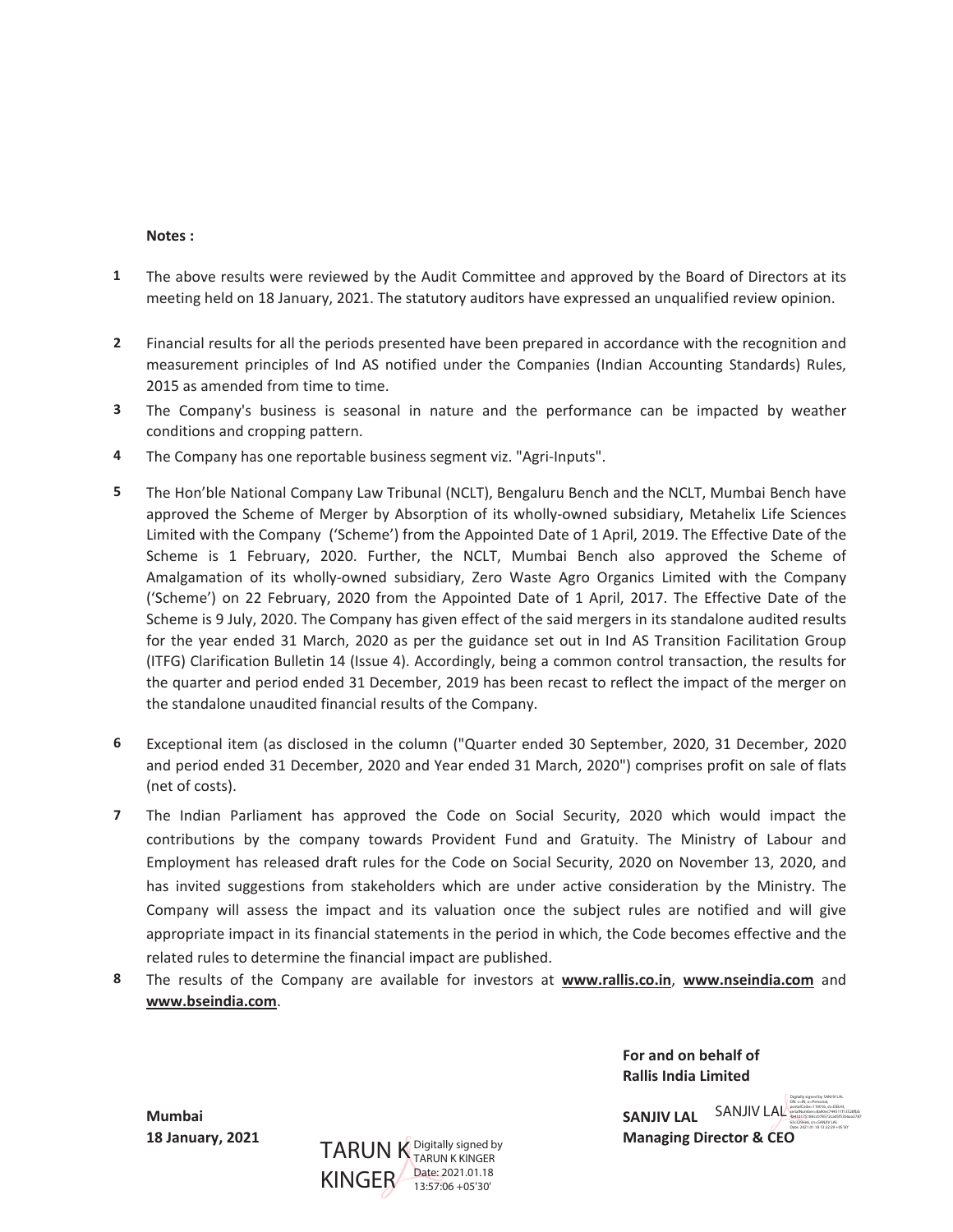**Notes :**

1. The above results were reviewed by the Audit Committee and approved by the Board of Directors at its meeting held on 18 January, 2021. The statutory auditors have expressed an unqualified review opinion.
2. Financial results for all the periods presented have been prepared in accordance with the recognition and measurement principles of Ind AS notified under the Companies (Indian Accounting Standards) Rules, 2015 as amended from time to time.
3. The Company's business is seasonal in nature and the performance can be impacted by weather conditions and cropping pattern.
4. The Company has one reportable business segment viz. "Agri-Inputs".
5. The Hon'ble National Company Law Tribunal (NCLT), Bengaluru Bench and the NCLT, Mumbai Bench have approved the Scheme of Merger by Absorption of its wholly-owned subsidiary, Metahelix Life Sciences Limited with the Company ('Scheme') from the Appointed Date of 1 April, 2019. The Effective Date of the Scheme is 1 February, 2020. Further, the NCLT, Mumbai Bench also approved the Scheme of Amalgamation of its wholly-owned subsidiary, Zero Waste Agro Organics Limited with the Company ('Scheme') on 22 February, 2020 from the Appointed Date of 1 April, 2017. The Effective Date of the Scheme is 9 July, 2020. The Company has given effect of the said mergers in its standalone audited results for the year ended 31 March, 2020 as per the guidance set out in Ind AS Transition Facilitation Group (ITFG) Clarification Bulletin 14 (Issue 4). Accordingly, being a common control transaction, the results for the quarter and period ended 31 December, 2019 has been recast to reflect the impact of the merger on the standalone unaudited financial results of the Company.
6. Exceptional item (as disclosed in the column ("Quarter ended 30 September, 2020, 31 December, 2020 and period ended 31 December, 2020 and Year ended 31 March, 2020") comprises profit on sale of flats (net of costs).
7. The Indian Parliament has approved the Code on Social Security, 2020 which would impact the contributions by the company towards Provident Fund and Gratuity. The Ministry of Labour and Employment has released draft rules for the Code on Social Security, 2020 on November 13, 2020, and has invited suggestions from stakeholders which are under active consideration by the Ministry. The Company will assess the impact and its valuation once the subject rules are notified and will give appropriate impact in its financial statements in the period in which, the Code becomes effective and the related rules to determine the financial impact are published.
8. The results of the Company are available for investors at **www.rallis.co.in**, **www.nseindia.com** and **www.bseindia.com**.

**For and on behalf of**
**Rallis India Limited**

**SANJIV LAL**
**Managing Director & CEO**

**Mumbai**
**18 January, 2021**

TARUN K KINGER
Digitally signed by TARUN K KINGER
Date: 2021.01.18 13:57:06 +05'30'